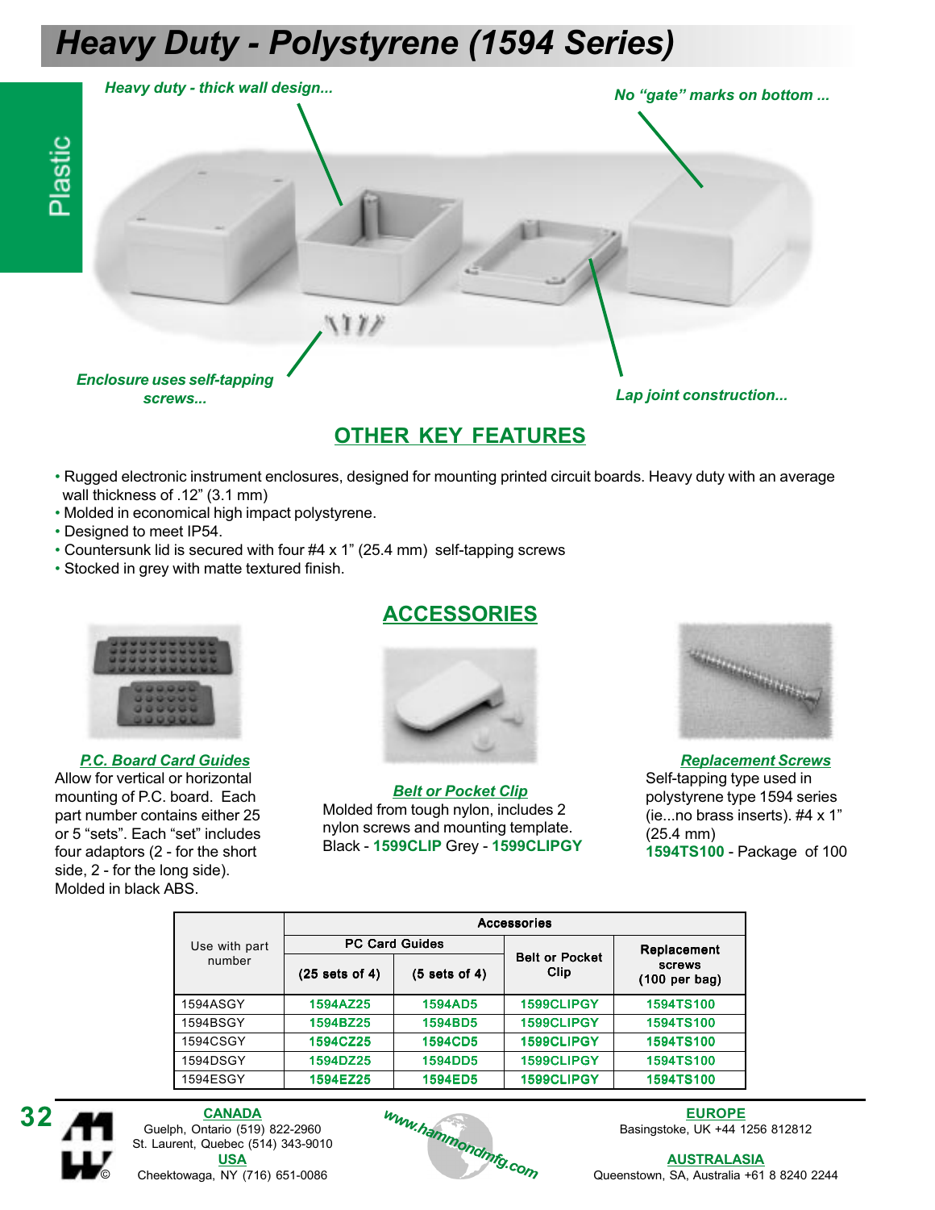# Heavy Duty - Polystyrene (1594 Series)

Plastic

*Heavy duty - thick wall design...*

*No "gate" marks on bottom ...*

*Enclosure uses self-tapping screws...*

*Lap joint construction...*

## OTHER KEY FEATURES

- Rugged electronic instrument enclosures, designed for mounting printed circuit boards. Heavy duty with an average wall thickness of .12" (3.1 mm)
- Molded in economical high impact polystyrene.
- Designed to meet IP54.
- Countersunk lid is secured with four #4 x 1" (25.4 mm) self-tapping screws
- Stocked in grey with matte textured finish.

## ACCESSORIES

***P.C. Board Card Guides***
Allow for vertical or horizontal mounting of P.C. board. Each part number contains either 25 or 5 "sets". Each "set" includes four adaptors (2 - for the short side, 2 - for the long side). Molded in black ABS.

***Belt or Pocket Clip***
Molded from tough nylon, includes 2 nylon screws and mounting template. Black - **1599CLIP** Grey - **1599CLIPGY**

***Replacement Screws***
Self-tapping type used in polystyrene type 1594 series (ie...no brass inserts). #4 x 1" (25.4 mm)
**1594TS100** - Package of 100

| Use with part number | Accessories | | | |
|---|---|---|---|---|
| | PC Card Guides | | Belt or Pocket Clip | Replacement screws (100 per bag) |
| | (25 sets of 4) | (5 sets of 4) | | |
| 1594ASGY | 1594AZ25 | 1594AD5 | 1599CLIPGY | 1594TS100 |
| 1594BSGY | 1594BZ25 | 1594BD5 | 1599CLIPGY | 1594TS100 |
| 1594CSGY | 1594CZ25 | 1594CD5 | 1599CLIPGY | 1594TS100 |
| 1594DSGY | 1594DZ25 | 1594DD5 | 1599CLIPGY | 1594TS100 |
| 1594ESGY | 1594EZ25 | 1594ED5 | 1599CLIPGY | 1594TS100 |

**CANADA**
Guelph, Ontario (519) 822-2960
St. Laurent, Quebec (514) 343-9010

**USA**
Cheektowaga, NY (716) 651-0086

www.hammondmfg.com

**EUROPE**
Basingstoke, UK +44 1256 812812

**AUSTRALASIA**
Queenstown, SA, Australia +61 8 8240 2244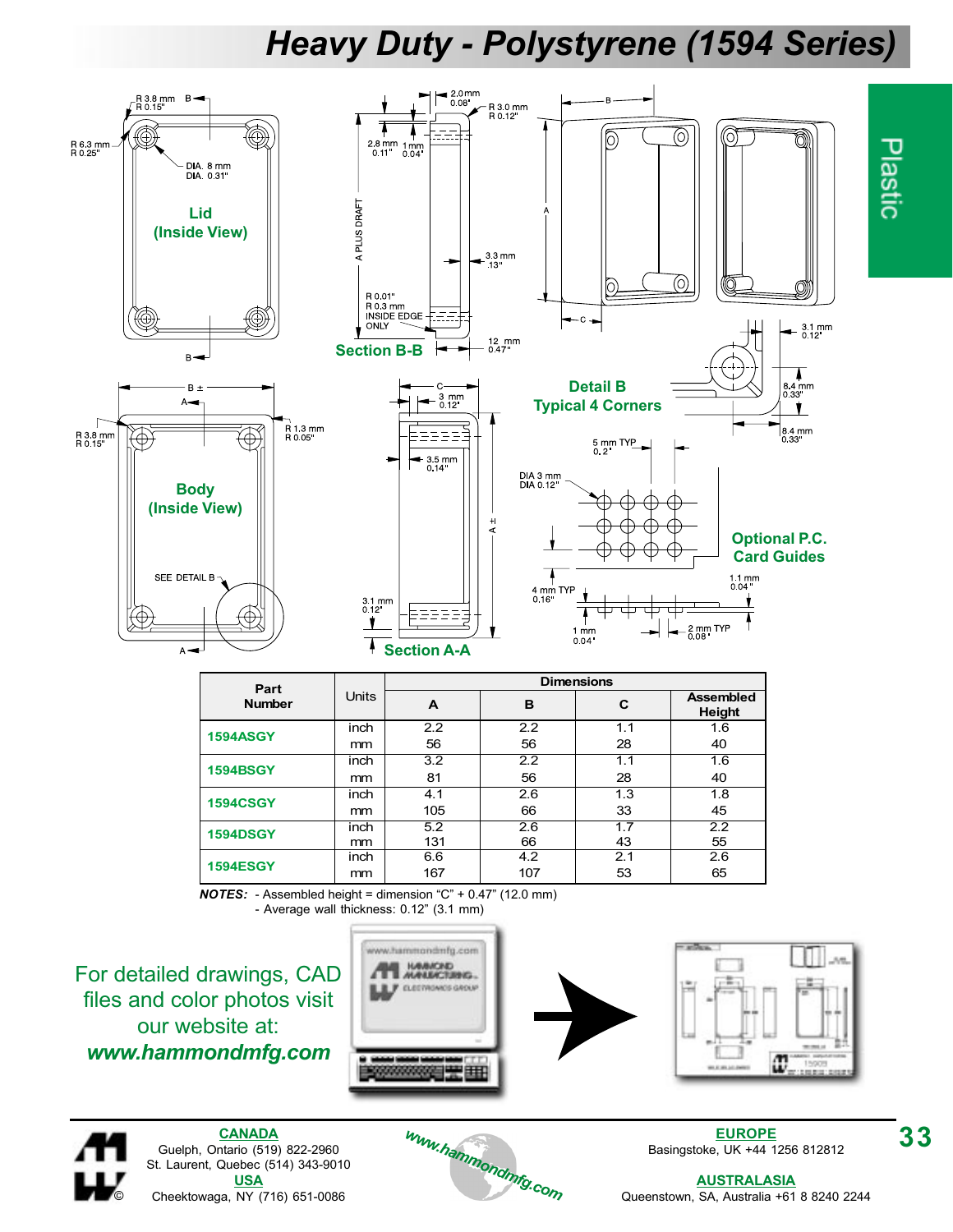# Heavy Duty - Polystyrene (1594 Series)

Plastic

Lid (Inside View)

Section B-B

Body (Inside View)

Section A-A

Detail B
Typical 4 Corners

Optional P.C. Card Guides

| Part Number | Units | Dimensions | | | |
|---|---|---|---|---|---|
| | | A | B | C | Assembled Height |
| 1594ASGY | inch | 2.2 | 2.2 | 1.1 | 1.6 |
| | mm | 56 | 56 | 28 | 40 |
| 1594BSGY | inch | 3.2 | 2.2 | 1.1 | 1.6 |
| | mm | 81 | 56 | 28 | 40 |
| 1594CSGY | inch | 4.1 | 2.6 | 1.3 | 1.8 |
| | mm | 105 | 66 | 33 | 45 |
| 1594DSGY | inch | 5.2 | 2.6 | 1.7 | 2.2 |
| | mm | 131 | 66 | 43 | 55 |
| 1594ESGY | inch | 6.6 | 4.2 | 2.1 | 2.6 |
| | mm | 167 | 107 | 53 | 65 |

***NOTES:*** - Assembled height = dimension “C” + 0.47” (12.0 mm)
- Average wall thickness: 0.12” (3.1 mm)

For detailed drawings, CAD files and color photos visit our website at:
***www.hammondmfg.com***

**CANADA**
Guelph, Ontario (519) 822-2960
St. Laurent, Quebec (514) 343-9010

**USA**
Cheektowaga, NY (716) 651-0086

www.hammondmfg.com

**EUROPE**
Basingstoke, UK +44 1256 812812

**AUSTRALASIA**
Queenstown, SA, Australia +61 8 8240 2244